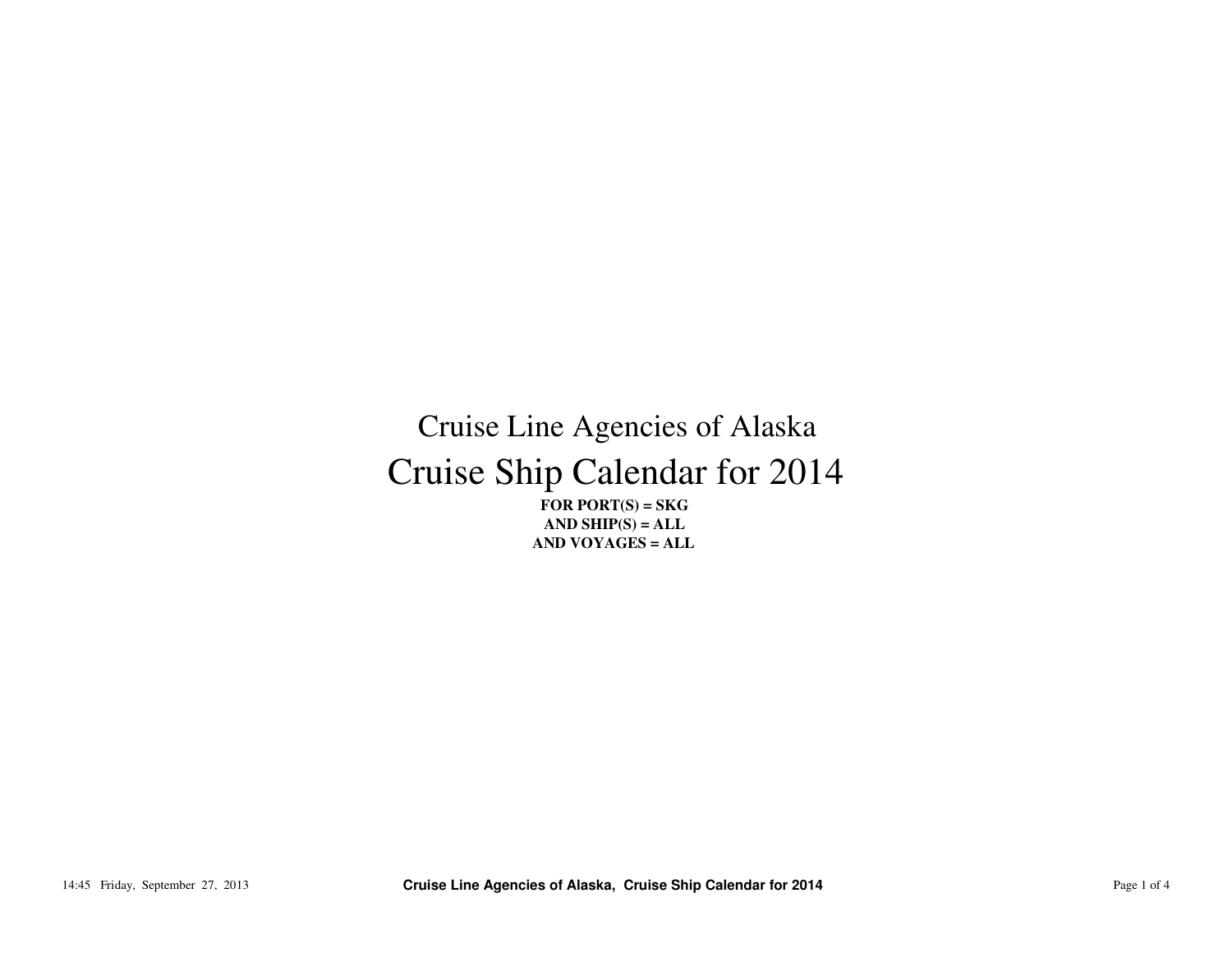# Cruise Line Agencies of Alaska

# Cruise Ship Calendar for 2014

**FOR PORT(S) = SKG**
**AND SHIP(S) = ALL**
**AND VOYAGES = ALL**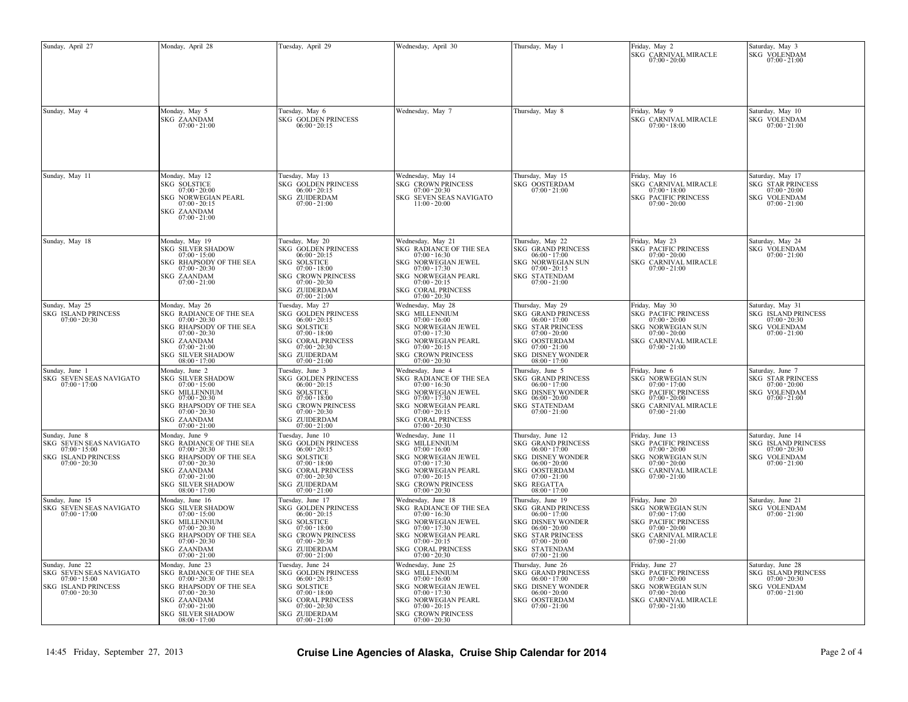| Sunday | Monday | Tuesday | Wednesday | Thursday | Friday | Saturday |
|---|---|---|---|---|---|---|
| Sunday, April 27 | Monday, April 28 | Tuesday, April 29 | Wednesday, April 30 | Thursday, May 1 | Friday, May 2<br>SKG CARNIVAL MIRACLE<br>07:00 - 20:00 | Saturday, May 3<br>SKG VOLENDAM<br>07:00 - 21:00 |
| Sunday, May 4 | Monday, May 5<br>SKG ZAANDAM<br>07:00 - 21:00 | Tuesday, May 6<br>SKG GOLDEN PRINCESS<br>06:00 - 20:15 | Wednesday, May 7 | Thursday, May 8 | Friday, May 9<br>SKG CARNIVAL MIRACLE<br>07:00 - 18:00 | Saturday, May 10<br>SKG VOLENDAM<br>07:00 - 21:00 |
| Sunday, May 11 | Monday, May 12<br>SKG SOLSTICE<br>07:00 - 20:00<br>SKG NORWEGIAN PEARL<br>07:00 - 20:15<br>SKG ZAANDAM<br>07:00 - 21:00 | Tuesday, May 13<br>SKG GOLDEN PRINCESS<br>06:00 - 20:15<br>SKG ZUIDERDAM<br>07:00 - 21:00 | Wednesday, May 14<br>SKG CROWN PRINCESS<br>07:00 - 20:30<br>SKG SEVEN SEAS NAVIGATO<br>11:00 - 20:00 | Thursday, May 15<br>SKG OOSTERDAM<br>07:00 - 21:00 | Friday, May 16<br>SKG CARNIVAL MIRACLE<br>07:00 - 18:00<br>SKG PACIFIC PRINCESS<br>07:00 - 20:00 | Saturday, May 17<br>SKG STAR PRINCESS<br>07:00 - 20:00<br>SKG VOLENDAM<br>07:00 - 21:00 |
| Sunday, May 18 | Monday, May 19<br>SKG SILVER SHADOW<br>07:00 - 15:00<br>SKG RHAPSODY OF THE SEA<br>07:00 - 20:30<br>SKG ZAANDAM<br>07:00 - 21:00 | Tuesday, May 20<br>SKG GOLDEN PRINCESS<br>06:00 - 20:15<br>SKG SOLSTICE<br>07:00 - 18:00<br>SKG CROWN PRINCESS<br>07:00 - 20:30<br>SKG ZUIDERDAM<br>07:00 - 21:00 | Wednesday, May 21<br>SKG RADIANCE OF THE SEA<br>07:00 - 16:30<br>SKG NORWEGIAN JEWEL<br>07:00 - 17:30<br>SKG NORWEGIAN PEARL<br>07:00 - 20:15<br>SKG CORAL PRINCESS<br>07:00 - 20:30 | Thursday, May 22<br>SKG GRAND PRINCESS<br>06:00 - 17:00<br>SKG NORWEGIAN SUN<br>07:00 - 20:15<br>SKG STATENDAM<br>07:00 - 21:00 | Friday, May 23<br>SKG PACIFIC PRINCESS<br>07:00 - 20:00<br>SKG CARNIVAL MIRACLE<br>07:00 - 21:00 | Saturday, May 24<br>SKG VOLENDAM<br>07:00 - 21:00 |
| Sunday, May 25<br>SKG ISLAND PRINCESS<br>07:00 - 20:30 | Monday, May 26<br>SKG RADIANCE OF THE SEA<br>07:00 - 20:30<br>SKG RHAPSODY OF THE SEA<br>07:00 - 20:30<br>SKG ZAANDAM<br>07:00 - 21:00<br>SKG SILVER SHADOW<br>08:00 - 17:00 | Tuesday, May 27<br>SKG GOLDEN PRINCESS<br>06:00 - 20:15<br>SKG SOLSTICE<br>07:00 - 18:00<br>SKG CORAL PRINCESS<br>07:00 - 20:30<br>SKG ZUIDERDAM<br>07:00 - 21:00 | Wednesday, May 28<br>SKG MILLENNIUM<br>07:00 - 16:00<br>SKG NORWEGIAN JEWEL<br>07:00 - 17:30<br>SKG NORWEGIAN PEARL<br>07:00 - 20:15<br>SKG CROWN PRINCESS<br>07:00 - 20:30 | Thursday, May 29<br>SKG GRAND PRINCESS<br>06:00 - 17:00<br>SKG STAR PRINCESS<br>07:00 - 20:00<br>SKG OOSTERDAM<br>07:00 - 21:00<br>SKG DISNEY WONDER<br>08:00 - 17:00 | Friday, May 30<br>SKG PACIFIC PRINCESS<br>07:00 - 20:00<br>SKG NORWEGIAN SUN<br>07:00 - 20:00<br>SKG CARNIVAL MIRACLE<br>07:00 - 21:00 | Saturday, May 31<br>SKG ISLAND PRINCESS<br>07:00 - 20:30<br>SKG VOLENDAM<br>07:00 - 21:00 |
| Sunday, June 1<br>SKG SEVEN SEAS NAVIGATO<br>07:00 - 17:00 | Monday, June 2<br>SKG SILVER SHADOW<br>07:00 - 15:00<br>SKG MILLENNIUM<br>07:00 - 20:30<br>SKG RHAPSODY OF THE SEA<br>07:00 - 20:30<br>SKG ZAANDAM<br>07:00 - 21:00 | Tuesday, June 3<br>SKG GOLDEN PRINCESS<br>06:00 - 20:15<br>SKG SOLSTICE<br>07:00 - 18:00<br>SKG CROWN PRINCESS<br>07:00 - 20:30<br>SKG ZUIDERDAM<br>07:00 - 21:00 | Wednesday, June 4<br>SKG RADIANCE OF THE SEA<br>07:00 - 16:30<br>SKG NORWEGIAN JEWEL<br>07:00 - 17:30<br>SKG NORWEGIAN PEARL<br>07:00 - 20:15<br>SKG CORAL PRINCESS<br>07:00 - 20:30 | Thursday, June 5<br>SKG GRAND PRINCESS<br>06:00 - 17:00<br>SKG DISNEY WONDER<br>06:00 - 20:00<br>SKG STATENDAM<br>07:00 - 21:00 | Friday, June 6<br>SKG NORWEGIAN SUN<br>07:00 - 17:00<br>SKG PACIFIC PRINCESS<br>07:00 - 20:00<br>SKG CARNIVAL MIRACLE<br>07:00 - 21:00 | Saturday, June 7<br>SKG STAR PRINCESS<br>07:00 - 20:00<br>SKG VOLENDAM<br>07:00 - 21:00 |
| Sunday, June 8<br>SKG SEVEN SEAS NAVIGATO<br>07:00 - 15:00<br>SKG ISLAND PRINCESS<br>07:00 - 20:30 | Monday, June 9<br>SKG RADIANCE OF THE SEA<br>07:00 - 20:30<br>SKG RHAPSODY OF THE SEA<br>07:00 - 20:30<br>SKG ZAANDAM<br>07:00 - 21:00<br>SKG SILVER SHADOW<br>08:00 - 17:00 | Tuesday, June 10<br>SKG GOLDEN PRINCESS<br>06:00 - 20:15<br>SKG SOLSTICE<br>07:00 - 18:00<br>SKG CORAL PRINCESS<br>07:00 - 20:30<br>SKG ZUIDERDAM<br>07:00 - 21:00 | Wednesday, June 11<br>SKG MILLENNIUM<br>07:00 - 16:00<br>SKG NORWEGIAN JEWEL<br>07:00 - 17:30<br>SKG NORWEGIAN PEARL<br>07:00 - 20:15<br>SKG CROWN PRINCESS<br>07:00 - 20:30 | Thursday, June 12<br>SKG GRAND PRINCESS<br>06:00 - 17:00<br>SKG DISNEY WONDER<br>06:00 - 20:00<br>SKG OOSTERDAM<br>07:00 - 21:00<br>SKG REGATTA<br>08:00 - 17:00 | Friday, June 13<br>SKG PACIFIC PRINCESS<br>07:00 - 20:00<br>SKG NORWEGIAN SUN<br>07:00 - 20:00<br>SKG CARNIVAL MIRACLE<br>07:00 - 21:00 | Saturday, June 14<br>SKG ISLAND PRINCESS<br>07:00 - 20:30<br>SKG VOLENDAM<br>07:00 - 21:00 |
| Sunday, June 15<br>SKG SEVEN SEAS NAVIGATO<br>07:00 - 17:00 | Monday, June 16<br>SKG SILVER SHADOW<br>07:00 - 15:00<br>SKG MILLENNIUM<br>07:00 - 20:30<br>SKG RHAPSODY OF THE SEA<br>07:00 - 20:30<br>SKG ZAANDAM<br>07:00 - 21:00 | Tuesday, June 17<br>SKG GOLDEN PRINCESS<br>06:00 - 20:15<br>SKG SOLSTICE<br>07:00 - 18:00<br>SKG CROWN PRINCESS<br>07:00 - 20:30<br>SKG ZUIDERDAM<br>07:00 - 21:00 | Wednesday, June 18<br>SKG RADIANCE OF THE SEA<br>07:00 - 16:30<br>SKG NORWEGIAN JEWEL<br>07:00 - 17:30<br>SKG NORWEGIAN PEARL<br>07:00 - 20:15<br>SKG CORAL PRINCESS<br>07:00 - 20:30 | Thursday, June 19<br>SKG GRAND PRINCESS<br>06:00 - 17:00<br>SKG DISNEY WONDER<br>06:00 - 20:00<br>SKG STAR PRINCESS<br>07:00 - 20:00<br>SKG STATENDAM<br>07:00 - 21:00 | Friday, June 20<br>SKG NORWEGIAN SUN<br>07:00 - 17:00<br>SKG PACIFIC PRINCESS<br>07:00 - 20:00<br>SKG CARNIVAL MIRACLE<br>07:00 - 21:00 | Saturday, June 21<br>SKG VOLENDAM<br>07:00 - 21:00 |
| Sunday, June 22<br>SKG SEVEN SEAS NAVIGATO<br>07:00 - 15:00<br>SKG ISLAND PRINCESS<br>07:00 - 20:30 | Monday, June 23<br>SKG RADIANCE OF THE SEA<br>07:00 - 20:30<br>SKG RHAPSODY OF THE SEA<br>07:00 - 20:30<br>SKG ZAANDAM<br>07:00 - 21:00<br>SKG SILVER SHADOW<br>08:00 - 17:00 | Tuesday, June 24<br>SKG GOLDEN PRINCESS<br>06:00 - 20:15<br>SKG SOLSTICE<br>07:00 - 18:00<br>SKG CORAL PRINCESS<br>07:00 - 20:30<br>SKG ZUIDERDAM<br>07:00 - 21:00 | Wednesday, June 25<br>SKG MILLENNIUM<br>07:00 - 16:00<br>SKG NORWEGIAN JEWEL<br>07:00 - 17:30<br>SKG NORWEGIAN PEARL<br>07:00 - 20:15<br>SKG CROWN PRINCESS<br>07:00 - 20:30 | Thursday, June 26<br>SKG GRAND PRINCESS<br>06:00 - 17:00<br>SKG DISNEY WONDER<br>06:00 - 20:00<br>SKG OOSTERDAM<br>07:00 - 21:00 | Friday, June 27<br>SKG PACIFIC PRINCESS<br>07:00 - 20:00<br>SKG NORWEGIAN SUN<br>07:00 - 20:00<br>SKG CARNIVAL MIRACLE<br>07:00 - 21:00 | Saturday, June 28<br>SKG ISLAND PRINCESS<br>07:00 - 20:30<br>SKG VOLENDAM<br>07:00 - 21:00 |

14:45 Friday, September 27, 2013

**Cruise Line Agencies of Alaska, Cruise Ship Calendar for 2014**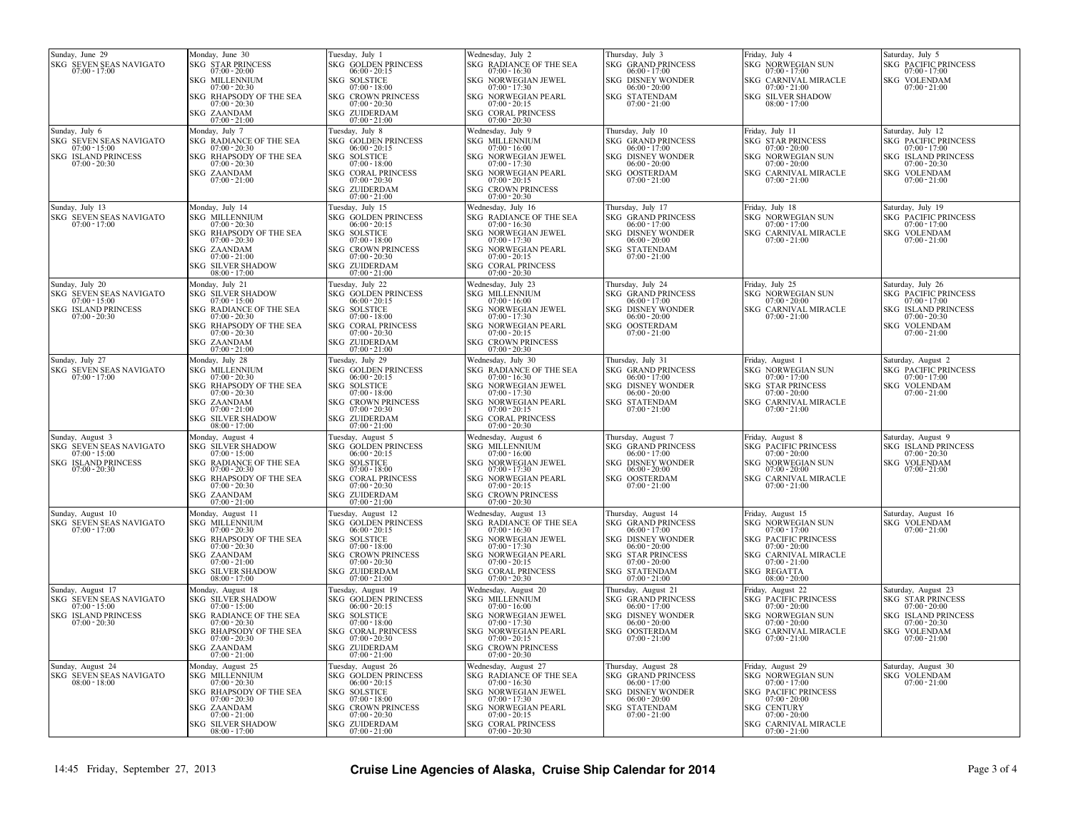# Cruise Line Agencies of Alaska, Cruise Ship Calendar for 2014

| Sunday | Monday | Tuesday | Wednesday | Thursday | Friday | Saturday |
| --- | --- | --- | --- | --- | --- | --- |
| Sunday, June 29<br>SKG SEVEN SEAS NAVIGATO 07:00 - 17:00 | Monday, June 30<br>SKG STAR PRINCESS 07:00 - 20:00<br>SKG MILLENNIUM 07:00 - 20:30<br>SKG RHAPSODY OF THE SEA 07:00 - 20:30<br>SKG ZAANDAM 07:00 - 21:00 | Tuesday, July 1<br>SKG GOLDEN PRINCESS 06:00 - 20:15<br>SKG SOLSTICE 07:00 - 18:00<br>SKG CROWN PRINCESS 07:00 - 20:30<br>SKG ZUIDERDAM 07:00 - 21:00 | Wednesday, July 2<br>SKG RADIANCE OF THE SEA 07:00 - 16:30<br>SKG NORWEGIAN JEWEL 07:00 - 17:30<br>SKG NORWEGIAN PEARL 07:00 - 20:15<br>SKG CORAL PRINCESS 07:00 - 20:30 | Thursday, July 3<br>SKG GRAND PRINCESS 06:00 - 17:00<br>SKG DISNEY WONDER 06:00 - 20:00<br>SKG STATENDAM 07:00 - 21:00 | Friday, July 4<br>SKG NORWEGIAN SUN 07:00 - 17:00<br>SKG CARNIVAL MIRACLE 07:00 - 21:00<br>SKG SILVER SHADOW 08:00 - 17:00 | Saturday, July 5<br>SKG PACIFIC PRINCESS 07:00 - 17:00<br>SKG VOLENDAM 07:00 - 21:00 |
| Sunday, July 6<br>SKG SEVEN SEAS NAVIGATO 07:00 - 15:00<br>SKG ISLAND PRINCESS 07:00 - 20:30 | Monday, July 7<br>SKG RADIANCE OF THE SEA 07:00 - 20:30<br>SKG RHAPSODY OF THE SEA 07:00 - 20:30<br>SKG ZAANDAM 07:00 - 21:00 | Tuesday, July 8<br>SKG GOLDEN PRINCESS 06:00 - 20:15<br>SKG SOLSTICE 07:00 - 18:00<br>SKG CORAL PRINCESS 07:00 - 20:30<br>SKG ZUIDERDAM 07:00 - 21:00 | Wednesday, July 9<br>SKG MILLENNIUM 07:00 - 16:00<br>SKG NORWEGIAN JEWEL 07:00 - 17:30<br>SKG NORWEGIAN PEARL 07:00 - 20:15<br>SKG CROWN PRINCESS 07:00 - 20:30 | Thursday, July 10<br>SKG GRAND PRINCESS 06:00 - 17:00<br>SKG DISNEY WONDER 06:00 - 20:00<br>SKG OOSTERDAM 07:00 - 21:00 | Friday, July 11<br>SKG STAR PRINCESS 07:00 - 20:00<br>SKG NORWEGIAN SUN 07:00 - 20:00<br>SKG CARNIVAL MIRACLE 07:00 - 21:00 | Saturday, July 12<br>SKG PACIFIC PRINCESS 07:00 - 17:00<br>SKG ISLAND PRINCESS 07:00 - 20:30<br>SKG VOLENDAM 07:00 - 21:00 |
| Sunday, July 13<br>SKG SEVEN SEAS NAVIGATO 07:00 - 17:00 | Monday, July 14<br>SKG MILLENNIUM 07:00 - 20:30<br>SKG RHAPSODY OF THE SEA 07:00 - 20:30<br>SKG ZAANDAM 07:00 - 21:00<br>SKG SILVER SHADOW 08:00 - 17:00 | Tuesday, July 15<br>SKG GOLDEN PRINCESS 06:00 - 20:15<br>SKG SOLSTICE 07:00 - 18:00<br>SKG CROWN PRINCESS 07:00 - 20:30<br>SKG ZUIDERDAM 07:00 - 21:00 | Wednesday, July 16<br>SKG RADIANCE OF THE SEA 07:00 - 16:30<br>SKG NORWEGIAN JEWEL 07:00 - 17:30<br>SKG NORWEGIAN PEARL 07:00 - 20:15<br>SKG CORAL PRINCESS 07:00 - 20:30 | Thursday, July 17<br>SKG GRAND PRINCESS 06:00 - 17:00<br>SKG DISNEY WONDER 06:00 - 20:00<br>SKG STATENDAM 07:00 - 21:00 | Friday, July 18<br>SKG NORWEGIAN SUN 07:00 - 17:00<br>SKG CARNIVAL MIRACLE 07:00 - 21:00 | Saturday, July 19<br>SKG PACIFIC PRINCESS 07:00 - 17:00<br>SKG VOLENDAM 07:00 - 21:00 |
| Sunday, July 20<br>SKG SEVEN SEAS NAVIGATO 07:00 - 15:00<br>SKG ISLAND PRINCESS 07:00 - 20:30 | Monday, July 21<br>SKG SILVER SHADOW 07:00 - 15:00<br>SKG RADIANCE OF THE SEA 07:00 - 20:30<br>SKG RHAPSODY OF THE SEA 07:00 - 20:30<br>SKG ZAANDAM 07:00 - 21:00 | Tuesday, July 22<br>SKG GOLDEN PRINCESS 06:00 - 20:15<br>SKG SOLSTICE 07:00 - 18:00<br>SKG CORAL PRINCESS 07:00 - 20:30<br>SKG ZUIDERDAM 07:00 - 21:00 | Wednesday, July 23<br>SKG MILLENNIUM 07:00 - 16:00<br>SKG NORWEGIAN JEWEL 07:00 - 17:30<br>SKG NORWEGIAN PEARL 07:00 - 20:15<br>SKG CROWN PRINCESS 07:00 - 20:30 | Thursday, July 24<br>SKG GRAND PRINCESS 06:00 - 17:00<br>SKG DISNEY WONDER 06:00 - 20:00<br>SKG OOSTERDAM 07:00 - 21:00 | Friday, July 25<br>SKG NORWEGIAN SUN 07:00 - 20:00<br>SKG CARNIVAL MIRACLE 07:00 - 21:00 | Saturday, July 26<br>SKG PACIFIC PRINCESS 07:00 - 17:00<br>SKG ISLAND PRINCESS 07:00 - 20:30<br>SKG VOLENDAM 07:00 - 21:00 |
| Sunday, July 27<br>SKG SEVEN SEAS NAVIGATO 07:00 - 17:00 | Monday, July 28<br>SKG MILLENNIUM 07:00 - 20:30<br>SKG RHAPSODY OF THE SEA 07:00 - 20:30<br>SKG ZAANDAM 07:00 - 21:00<br>SKG SILVER SHADOW 08:00 - 17:00 | Tuesday, July 29<br>SKG GOLDEN PRINCESS 06:00 - 20:15<br>SKG SOLSTICE 07:00 - 18:00<br>SKG CROWN PRINCESS 07:00 - 20:30<br>SKG ZUIDERDAM 07:00 - 21:00 | Wednesday, July 30<br>SKG RADIANCE OF THE SEA 07:00 - 16:30<br>SKG NORWEGIAN JEWEL 07:00 - 17:30<br>SKG NORWEGIAN PEARL 07:00 - 20:15<br>SKG CORAL PRINCESS 07:00 - 20:30 | Thursday, July 31<br>SKG GRAND PRINCESS 06:00 - 17:00<br>SKG DISNEY WONDER 06:00 - 20:00<br>SKG STATENDAM 07:00 - 21:00 | Friday, August 1<br>SKG NORWEGIAN SUN 07:00 - 17:00<br>SKG STAR PRINCESS 07:00 - 20:00<br>SKG CARNIVAL MIRACLE 07:00 - 21:00 | Saturday, August 2<br>SKG PACIFIC PRINCESS 07:00 - 17:00<br>SKG VOLENDAM 07:00 - 21:00 |
| Sunday, August 3<br>SKG SEVEN SEAS NAVIGATO 07:00 - 15:00<br>SKG ISLAND PRINCESS 07:00 - 20:30 | Monday, August 4<br>SKG SILVER SHADOW 07:00 - 15:00<br>SKG RADIANCE OF THE SEA 07:00 - 20:30<br>SKG RHAPSODY OF THE SEA 07:00 - 20:30<br>SKG ZAANDAM 07:00 - 21:00 | Tuesday, August 5<br>SKG GOLDEN PRINCESS 06:00 - 20:15<br>SKG SOLSTICE 07:00 - 18:00<br>SKG CORAL PRINCESS 07:00 - 20:30<br>SKG ZUIDERDAM 07:00 - 21:00 | Wednesday, August 6<br>SKG MILLENNIUM 07:00 - 16:00<br>SKG NORWEGIAN JEWEL 07:00 - 17:30<br>SKG NORWEGIAN PEARL 07:00 - 20:15<br>SKG CROWN PRINCESS 07:00 - 20:30 | Thursday, August 7<br>SKG GRAND PRINCESS 06:00 - 17:00<br>SKG DISNEY WONDER 06:00 - 20:00<br>SKG OOSTERDAM 07:00 - 21:00 | Friday, August 8<br>SKG PACIFIC PRINCESS 07:00 - 20:00<br>SKG NORWEGIAN SUN 07:00 - 20:00<br>SKG CARNIVAL MIRACLE 07:00 - 21:00 | Saturday, August 9<br>SKG ISLAND PRINCESS 07:00 - 20:30<br>SKG VOLENDAM 07:00 - 21:00 |
| Sunday, August 10<br>SKG SEVEN SEAS NAVIGATO 07:00 - 17:00 | Monday, August 11<br>SKG MILLENNIUM 07:00 - 20:30<br>SKG RHAPSODY OF THE SEA 07:00 - 20:30<br>SKG ZAANDAM 07:00 - 21:00<br>SKG SILVER SHADOW 08:00 - 17:00 | Tuesday, August 12<br>SKG GOLDEN PRINCESS 06:00 - 20:15<br>SKG SOLSTICE 07:00 - 18:00<br>SKG CROWN PRINCESS 07:00 - 20:30<br>SKG ZUIDERDAM 07:00 - 21:00 | Wednesday, August 13<br>SKG RADIANCE OF THE SEA 07:00 - 16:30<br>SKG NORWEGIAN JEWEL 07:00 - 17:30<br>SKG NORWEGIAN PEARL 07:00 - 20:15<br>SKG CORAL PRINCESS 07:00 - 20:30 | Thursday, August 14<br>SKG GRAND PRINCESS 06:00 - 17:00<br>SKG DISNEY WONDER 06:00 - 20:00<br>SKG STAR PRINCESS 07:00 - 20:00<br>SKG STATENDAM 07:00 - 21:00 | Friday, August 15<br>SKG NORWEGIAN SUN 07:00 - 17:00<br>SKG PACIFIC PRINCESS 07:00 - 20:00<br>SKG CARNIVAL MIRACLE 07:00 - 21:00<br>SKG REGATTA 08:00 - 20:00 | Saturday, August 16<br>SKG VOLENDAM 07:00 - 21:00 |
| Sunday, August 17<br>SKG SEVEN SEAS NAVIGATO 07:00 - 15:00<br>SKG ISLAND PRINCESS 07:00 - 20:30 | Monday, August 18<br>SKG SILVER SHADOW 07:00 - 15:00<br>SKG RADIANCE OF THE SEA 07:00 - 20:30<br>SKG RHAPSODY OF THE SEA 07:00 - 20:30<br>SKG ZAANDAM 07:00 - 21:00 | Tuesday, August 19<br>SKG GOLDEN PRINCESS 06:00 - 20:15<br>SKG SOLSTICE 07:00 - 18:00<br>SKG CORAL PRINCESS 07:00 - 20:30<br>SKG ZUIDERDAM 07:00 - 21:00 | Wednesday, August 20<br>SKG MILLENNIUM 07:00 - 16:00<br>SKG NORWEGIAN JEWEL 07:00 - 17:30<br>SKG NORWEGIAN PEARL 07:00 - 20:15<br>SKG CROWN PRINCESS 07:00 - 20:30 | Thursday, August 21<br>SKG GRAND PRINCESS 06:00 - 17:00<br>SKG DISNEY WONDER 06:00 - 20:00<br>SKG OOSTERDAM 07:00 - 21:00 | Friday, August 22<br>SKG PACIFIC PRINCESS 07:00 - 20:00<br>SKG NORWEGIAN SUN 07:00 - 20:00<br>SKG CARNIVAL MIRACLE 07:00 - 21:00 | Saturday, August 23<br>SKG STAR PRINCESS 07:00 - 20:00<br>SKG ISLAND PRINCESS 07:00 - 20:30<br>SKG VOLENDAM 07:00 - 21:00 |
| Sunday, August 24<br>SKG SEVEN SEAS NAVIGATO 08:00 - 18:00 | Monday, August 25<br>SKG MILLENNIUM 07:00 - 20:30<br>SKG RHAPSODY OF THE SEA 07:00 - 20:30<br>SKG ZAANDAM 07:00 - 21:00<br>SKG SILVER SHADOW 08:00 - 17:00 | Tuesday, August 26<br>SKG GOLDEN PRINCESS 06:00 - 20:15<br>SKG SOLSTICE 07:00 - 18:00<br>SKG CROWN PRINCESS 07:00 - 20:30<br>SKG ZUIDERDAM 07:00 - 21:00 | Wednesday, August 27<br>SKG RADIANCE OF THE SEA 07:00 - 16:30<br>SKG NORWEGIAN JEWEL 07:00 - 17:30<br>SKG NORWEGIAN PEARL 07:00 - 20:15<br>SKG CORAL PRINCESS 07:00 - 20:30 | Thursday, August 28<br>SKG GRAND PRINCESS 06:00 - 17:00<br>SKG DISNEY WONDER 06:00 - 20:00<br>SKG STATENDAM 07:00 - 21:00 | Friday, August 29<br>SKG NORWEGIAN SUN 07:00 - 17:00<br>SKG PACIFIC PRINCESS 07:00 - 20:00<br>SKG CENTURY 07:00 - 20:00<br>SKG CARNIVAL MIRACLE 07:00 - 21:00 | Saturday, August 30<br>SKG VOLENDAM 07:00 - 21:00 |

14:45 Friday, September 27, 2013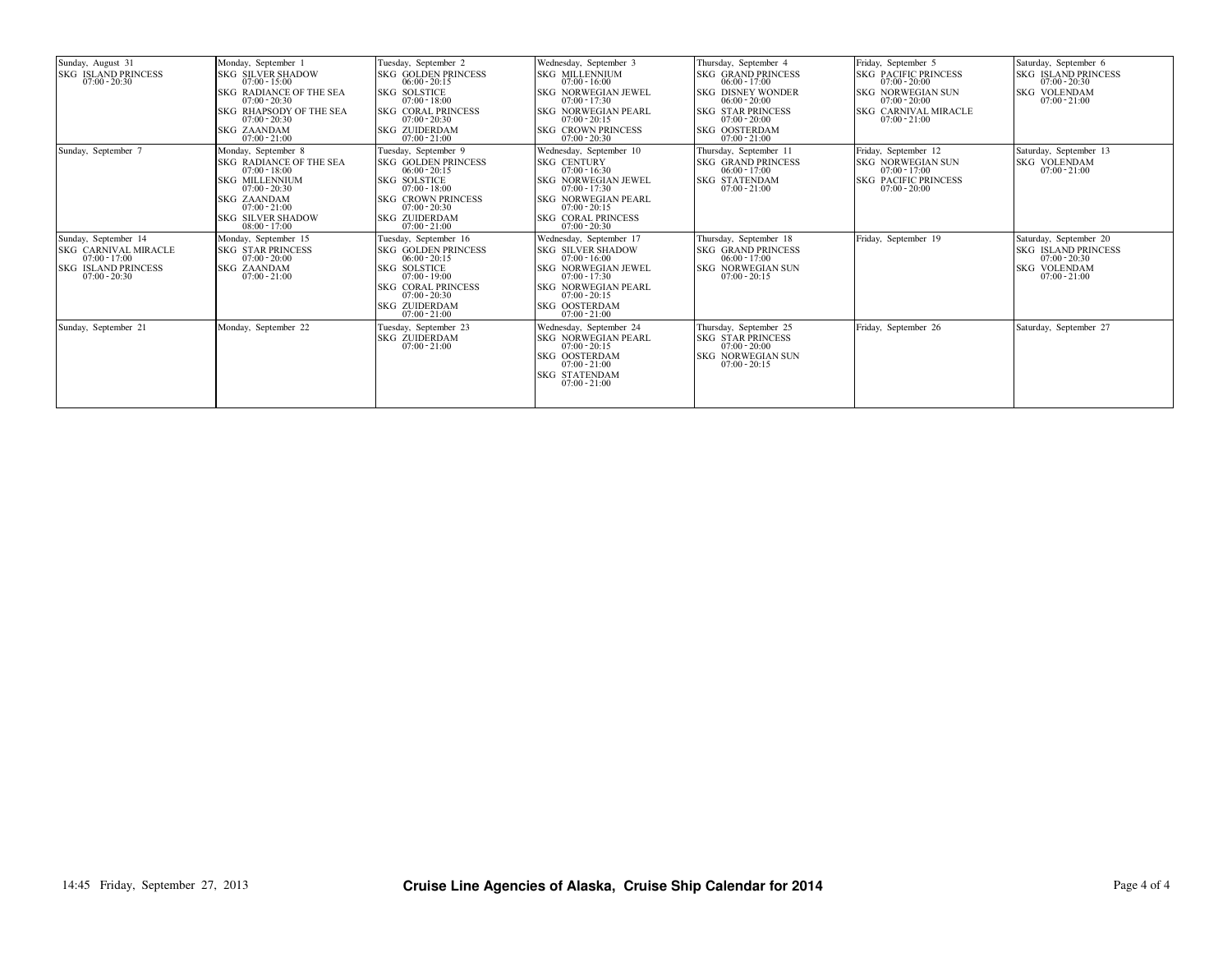| | | | | | | |
|---|---|---|---|---|---|---|
| Sunday, August 31<br>SKG ISLAND PRINCESS<br>07:00 - 20:30 | Monday, September 1<br>SKG SILVER SHADOW<br>07:00 - 15:00<br>SKG RADIANCE OF THE SEA<br>07:00 - 20:30<br>SKG RHAPSODY OF THE SEA<br>07:00 - 20:30<br>SKG ZAANDAM<br>07:00 - 21:00 | Tuesday, September 2<br>SKG GOLDEN PRINCESS<br>06:00 - 20:15<br>SKG SOLSTICE<br>07:00 - 18:00<br>SKG CORAL PRINCESS<br>07:00 - 20:30<br>SKG ZUIDERDAM<br>07:00 - 21:00 | Wednesday, September 3<br>SKG MILLENNIUM<br>07:00 - 16:00<br>SKG NORWEGIAN JEWEL<br>07:00 - 17:30<br>SKG NORWEGIAN PEARL<br>07:00 - 20:15<br>SKG CROWN PRINCESS<br>07:00 - 20:30 | Thursday, September 4<br>SKG GRAND PRINCESS<br>06:00 - 17:00<br>SKG DISNEY WONDER<br>06:00 - 20:00<br>SKG STAR PRINCESS<br>07:00 - 20:00<br>SKG OOSTERDAM<br>07:00 - 21:00 | Friday, September 5<br>SKG PACIFIC PRINCESS<br>07:00 - 20:00<br>SKG NORWEGIAN SUN<br>07:00 - 20:00<br>SKG CARNIVAL MIRACLE<br>07:00 - 21:00 | Saturday, September 6<br>SKG ISLAND PRINCESS<br>07:00 - 20:30<br>SKG VOLENDAM<br>07:00 - 21:00 |
| Sunday, September 7 | Monday, September 8<br>SKG RADIANCE OF THE SEA<br>07:00 - 18:00<br>SKG MILLENNIUM<br>07:00 - 20:30<br>SKG ZAANDAM<br>07:00 - 21:00<br>SKG SILVER SHADOW<br>08:00 - 17:00 | Tuesday, September 9<br>SKG GOLDEN PRINCESS<br>06:00 - 20:15<br>SKG SOLSTICE<br>07:00 - 18:00<br>SKG CROWN PRINCESS<br>07:00 - 20:30<br>SKG ZUIDERDAM<br>07:00 - 21:00 | Wednesday, September 10<br>SKG CENTURY<br>07:00 - 16:30<br>SKG NORWEGIAN JEWEL<br>07:00 - 17:30<br>SKG NORWEGIAN PEARL<br>07:00 - 20:15<br>SKG CORAL PRINCESS<br>07:00 - 20:30 | Thursday, September 11<br>SKG GRAND PRINCESS<br>06:00 - 17:00<br>SKG STATENDAM<br>07:00 - 21:00 | Friday, September 12<br>SKG NORWEGIAN SUN<br>07:00 - 17:00<br>SKG PACIFIC PRINCESS<br>07:00 - 20:00 | Saturday, September 13<br>SKG VOLENDAM<br>07:00 - 21:00 |
| Sunday, September 14<br>SKG CARNIVAL MIRACLE<br>07:00 - 17:00<br>SKG ISLAND PRINCESS<br>07:00 - 20:30 | Monday, September 15<br>SKG STAR PRINCESS<br>07:00 - 20:00<br>SKG ZAANDAM<br>07:00 - 21:00 | Tuesday, September 16<br>SKG GOLDEN PRINCESS<br>06:00 - 20:15<br>SKG SOLSTICE<br>07:00 - 19:00<br>SKG CORAL PRINCESS<br>07:00 - 20:30<br>SKG ZUIDERDAM<br>07:00 - 21:00 | Wednesday, September 17<br>SKG SILVER SHADOW<br>07:00 - 16:00<br>SKG NORWEGIAN JEWEL<br>07:00 - 17:30<br>SKG NORWEGIAN PEARL<br>07:00 - 20:15<br>SKG OOSTERDAM<br>07:00 - 21:00 | Thursday, September 18<br>SKG GRAND PRINCESS<br>06:00 - 17:00<br>SKG NORWEGIAN SUN<br>07:00 - 20:15 | Friday, September 19 | Saturday, September 20<br>SKG ISLAND PRINCESS<br>07:00 - 20:30<br>SKG VOLENDAM<br>07:00 - 21:00 |
| Sunday, September 21 | Monday, September 22 | Tuesday, September 23<br>SKG ZUIDERDAM<br>07:00 - 21:00 | Wednesday, September 24<br>SKG NORWEGIAN PEARL<br>07:00 - 20:15<br>SKG OOSTERDAM<br>07:00 - 21:00<br>SKG STATENDAM<br>07:00 - 21:00 | Thursday, September 25<br>SKG STAR PRINCESS<br>07:00 - 20:00<br>SKG NORWEGIAN SUN<br>07:00 - 20:15 | Friday, September 26 | Saturday, September 27 |

14:45 Friday, September 27, 2013

**Cruise Line Agencies of Alaska, Cruise Ship Calendar for 2014**